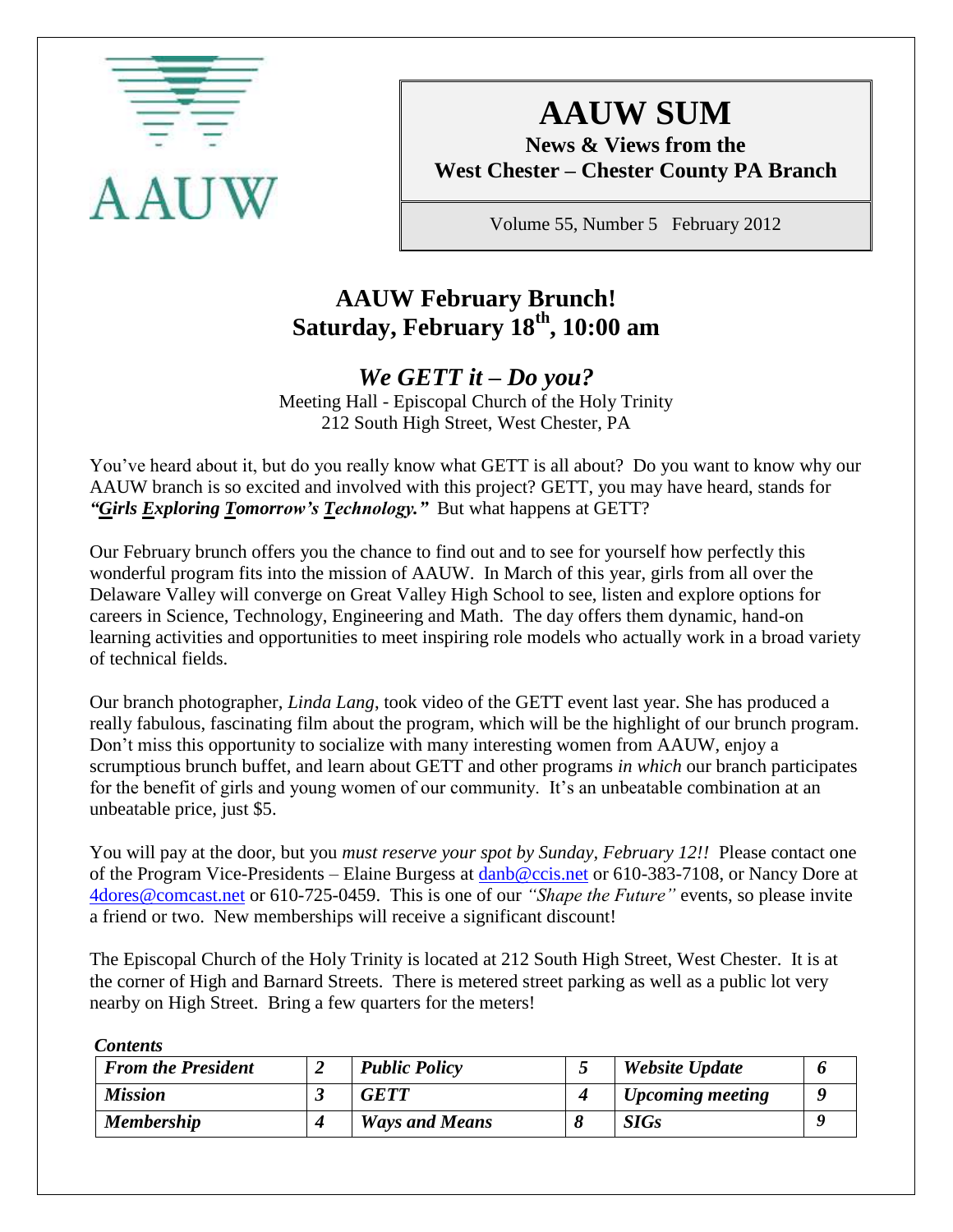AAUW

# AAUW SUM

**News & Views from the West Chester – Chester County PA Branch**

Volume 55, Number 5   February 2012

## AAUW February Brunch!
## Saturday, February 18th, 10:00 am

### *We GETT it – Do you?*

Meeting Hall - Episcopal Church of the Holy Trinity
212 South High Street, West Chester, PA

You've heard about it, but do you really know what GETT is all about? Do you want to know why our AAUW branch is so excited and involved with this project? GETT, you may have heard, stands for ***"Girls Exploring Tomorrow's Technology."*** But what happens at GETT?

Our February brunch offers you the chance to find out and to see for yourself how perfectly this wonderful program fits into the mission of AAUW. In March of this year, girls from all over the Delaware Valley will converge on Great Valley High School to see, listen and explore options for careers in Science, Technology, Engineering and Math. The day offers them dynamic, hand-on learning activities and opportunities to meet inspiring role models who actually work in a broad variety of technical fields.

Our branch photographer, *Linda Lang*, took video of the GETT event last year. She has produced a really fabulous, fascinating film about the program, which will be the highlight of our brunch program. Don't miss this opportunity to socialize with many interesting women from AAUW, enjoy a scrumptious brunch buffet, and learn about GETT and other programs *in which* our branch participates for the benefit of girls and young women of our community. It's an unbeatable combination at an unbeatable price, just $5.

You will pay at the door, but you *must reserve your spot by Sunday, February 12!!* Please contact one of the Program Vice-Presidents – Elaine Burgess at danb@ccis.net or 610-383-7108, or Nancy Dore at 4dores@comcast.net or 610-725-0459. This is one of our *"Shape the Future"* events, so please invite a friend or two. New memberships will receive a significant discount!

The Episcopal Church of the Holy Trinity is located at 212 South High Street, West Chester. It is at the corner of High and Barnard Streets. There is metered street parking as well as a public lot very nearby on High Street. Bring a few quarters for the meters!

***Contents***

| | | | | | |
|---|---|---|---|---|---|
| ***From the President*** | ***2*** | ***Public Policy*** | ***5*** | ***Website Update*** | ***6*** |
| ***Mission*** | ***3*** | ***GETT*** | ***4*** | ***Upcoming meeting*** | ***9*** |
| ***Membership*** | ***4*** | ***Ways and Means*** | ***8*** | ***SIGs*** | ***9*** |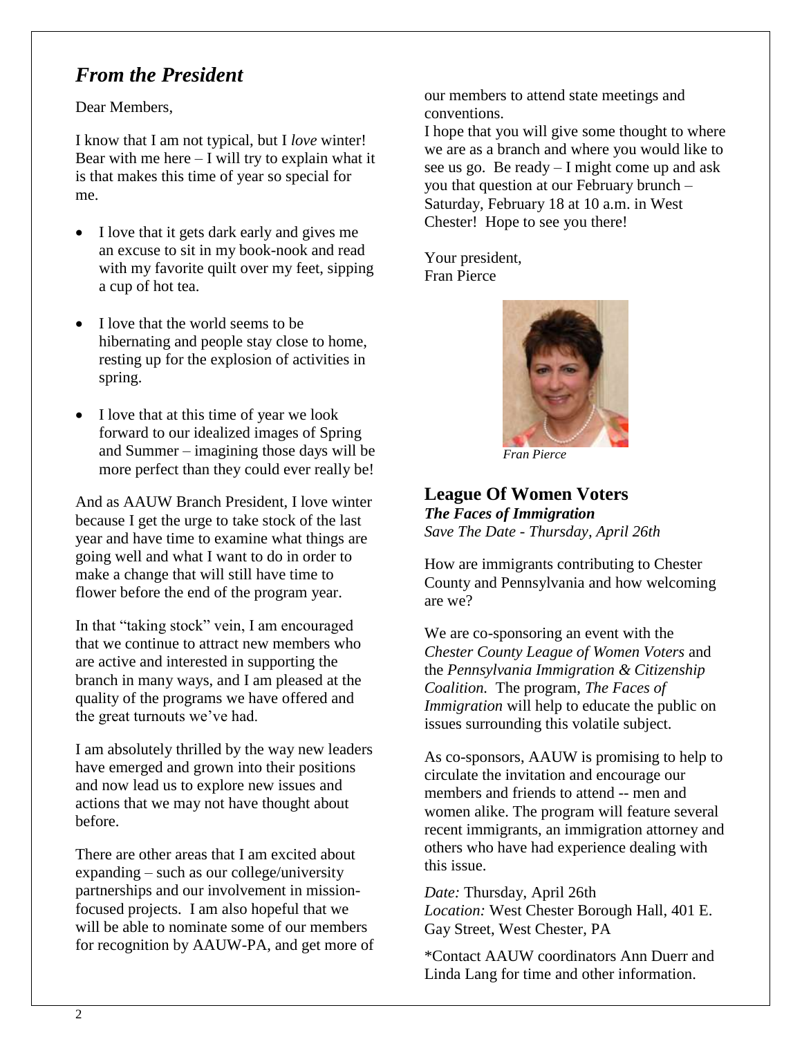## *From the President*

Dear Members,

I know that I am not typical, but I *love* winter! Bear with me here – I will try to explain what it is that makes this time of year so special for me.

- I love that it gets dark early and gives me an excuse to sit in my book-nook and read with my favorite quilt over my feet, sipping a cup of hot tea.
- I love that the world seems to be hibernating and people stay close to home, resting up for the explosion of activities in spring.
- I love that at this time of year we look forward to our idealized images of Spring and Summer – imagining those days will be more perfect than they could ever really be!

And as AAUW Branch President, I love winter because I get the urge to take stock of the last year and have time to examine what things are going well and what I want to do in order to make a change that will still have time to flower before the end of the program year.

In that "taking stock" vein, I am encouraged that we continue to attract new members who are active and interested in supporting the branch in many ways, and I am pleased at the quality of the programs we have offered and the great turnouts we've had.

I am absolutely thrilled by the way new leaders have emerged and grown into their positions and now lead us to explore new issues and actions that we may not have thought about before.

There are other areas that I am excited about expanding – such as our college/university partnerships and our involvement in mission-focused projects. I am also hopeful that we will be able to nominate some of our members for recognition by AAUW-PA, and get more of our members to attend state meetings and conventions.

I hope that you will give some thought to where we are as a branch and where you would like to see us go. Be ready – I might come up and ask you that question at our February brunch – Saturday, February 18 at 10 a.m. in West Chester! Hope to see you there!

Your president,
Fran Pierce

*Fran Pierce*

## League Of Women Voters

***The Faces of Immigration***
*Save The Date - Thursday, April 26th*

How are immigrants contributing to Chester County and Pennsylvania and how welcoming are we?

We are co-sponsoring an event with the *Chester County League of Women Voters* and the *Pennsylvania Immigration & Citizenship Coalition.* The program, *The Faces of Immigration* will help to educate the public on issues surrounding this volatile subject.

As co-sponsors, AAUW is promising to help to circulate the invitation and encourage our members and friends to attend -- men and women alike. The program will feature several recent immigrants, an immigration attorney and others who have had experience dealing with this issue.

*Date:* Thursday, April 26th
*Location:* West Chester Borough Hall, 401 E. Gay Street, West Chester, PA

*Contact AAUW coordinators Ann Duerr and Linda Lang for time and other information.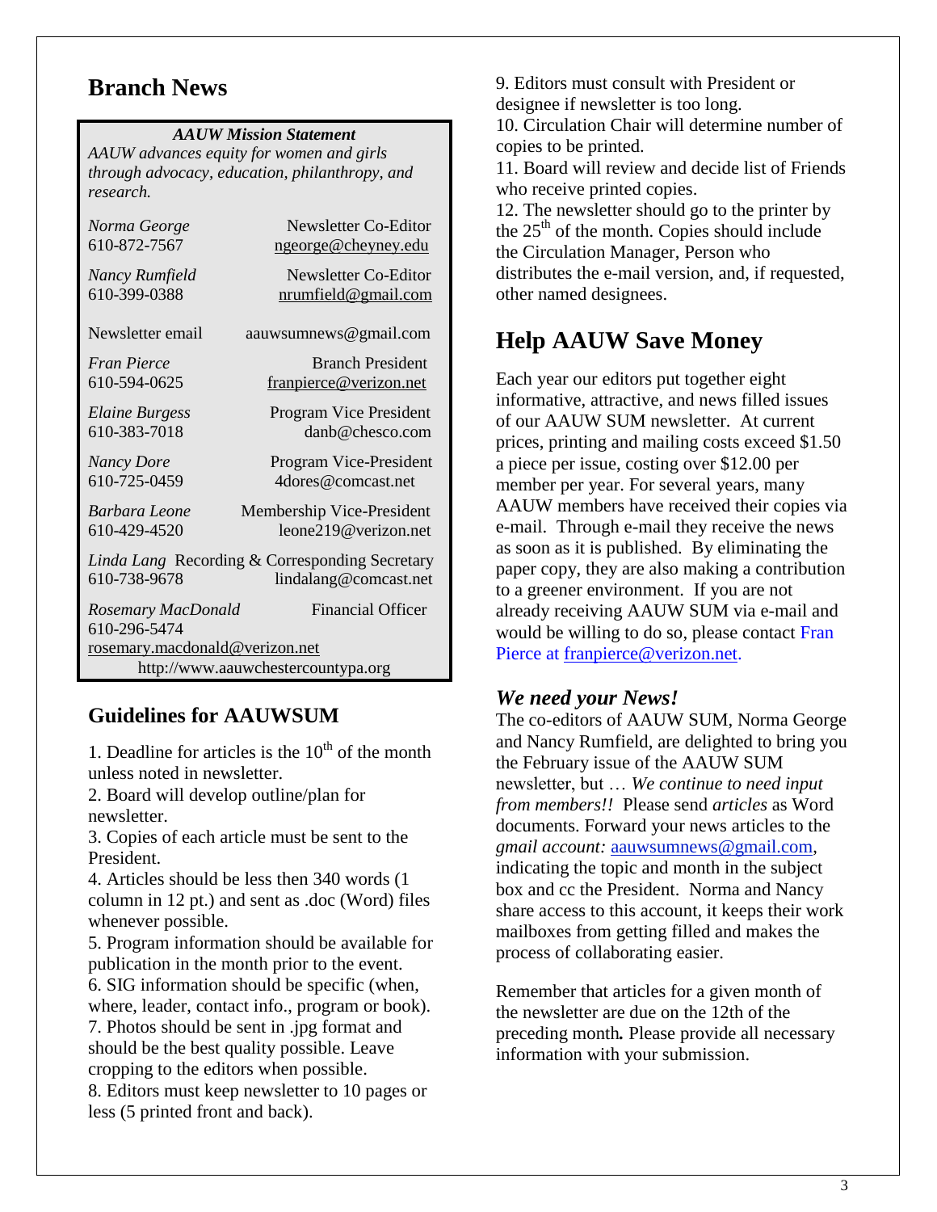# Branch News

***AAUW Mission Statement***

*AAUW advances equity for women and girls through advocacy, education, philanthropy, and research.*

*Norma George* — Newsletter Co-Editor
610-872-7567 — ngeorge@cheyney.edu

*Nancy Rumfield* — Newsletter Co-Editor
610-399-0388 — nrumfield@gmail.com

Newsletter email — aauwsumnews@gmail.com

*Fran Pierce* — Branch President
610-594-0625 — franpierce@verizon.net

*Elaine Burgess* — Program Vice President
610-383-7018 — danb@chesco.com

*Nancy Dore* — Program Vice-President
610-725-0459 — 4dores@comcast.net

*Barbara Leone* — Membership Vice-President
610-429-4520 — leone219@verizon.net

*Linda Lang* — Recording & Corresponding Secretary
610-738-9678 — lindalang@comcast.net

*Rosemary MacDonald* — Financial Officer
610-296-5474
rosemary.macdonald@verizon.net

http://www.aauwchestercountypa.org

## Guidelines for AAUWSUM

1. Deadline for articles is the 10th of the month unless noted in newsletter.
2. Board will develop outline/plan for newsletter.
3. Copies of each article must be sent to the President.
4. Articles should be less then 340 words (1 column in 12 pt.) and sent as .doc (Word) files whenever possible.
5. Program information should be available for publication in the month prior to the event.
6. SIG information should be specific (when, where, leader, contact info., program or book).
7. Photos should be sent in .jpg format and should be the best quality possible. Leave cropping to the editors when possible.
8. Editors must keep newsletter to 10 pages or less (5 printed front and back).
9. Editors must consult with President or designee if newsletter is too long.
10. Circulation Chair will determine number of copies to be printed.
11. Board will review and decide list of Friends who receive printed copies.
12. The newsletter should go to the printer by the 25th of the month. Copies should include the Circulation Manager, Person who distributes the e-mail version, and, if requested, other named designees.

# Help AAUW Save Money

Each year our editors put together eight informative, attractive, and news filled issues of our AAUW SUM newsletter. At current prices, printing and mailing costs exceed $1.50 a piece per issue, costing over $12.00 per member per year. For several years, many AAUW members have received their copies via e-mail. Through e-mail they receive the news as soon as it is published. By eliminating the paper copy, they are also making a contribution to a greener environment. If you are not already receiving AAUW SUM via e-mail and would be willing to do so, please contact Fran Pierce at franpierce@verizon.net.

## *We need your News!*

The co-editors of AAUW SUM, Norma George and Nancy Rumfield, are delighted to bring you the February issue of the AAUW SUM newsletter, but … *We continue to need input from members!!* Please send *articles* as Word documents. Forward your news articles to the *gmail account:* aauwsumnews@gmail.com, indicating the topic and month in the subject box and cc the President. Norma and Nancy share access to this account, it keeps their work mailboxes from getting filled and makes the process of collaborating easier.

Remember that articles for a given month of the newsletter are due on the 12th of the preceding month**.** Please provide all necessary information with your submission.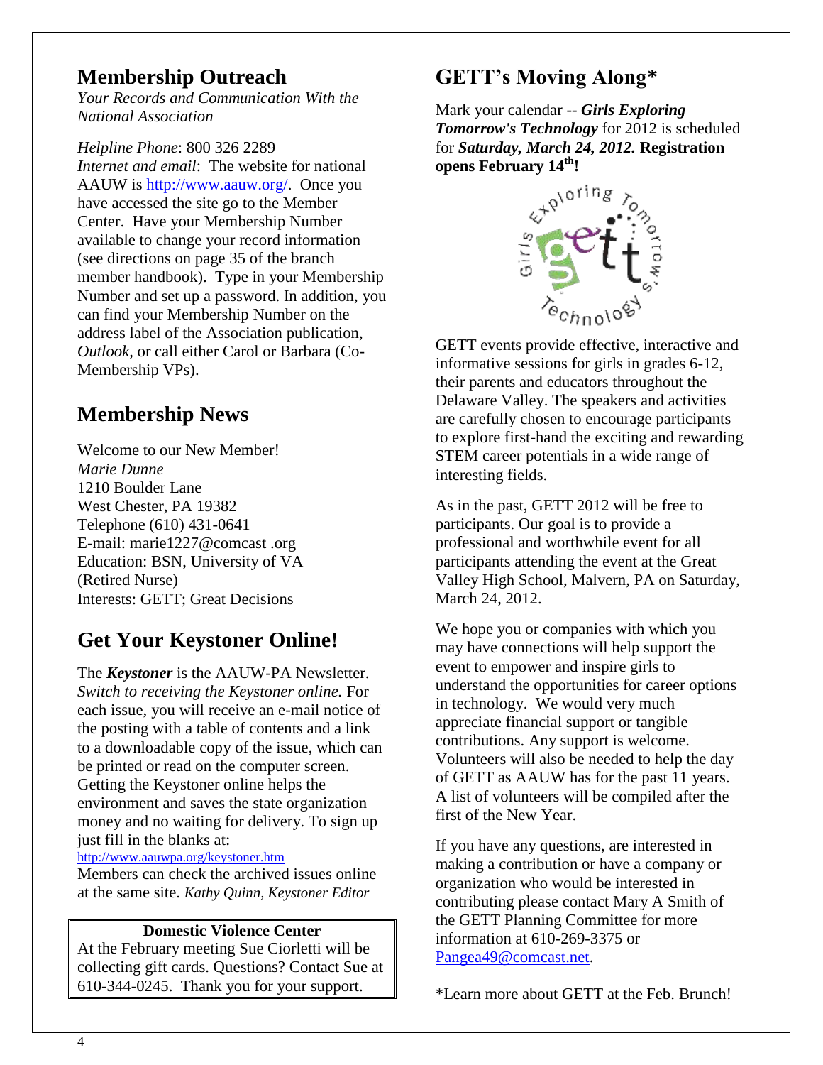## Membership Outreach

*Your Records and Communication With the National Association*

*Helpline Phone*: 800 326 2289
*Internet and email*: The website for national AAUW is http://www.aauw.org/. Once you have accessed the site go to the Member Center. Have your Membership Number available to change your record information (see directions on page 35 of the branch member handbook). Type in your Membership Number and set up a password. In addition, you can find your Membership Number on the address label of the Association publication, *Outlook*, or call either Carol or Barbara (Co-Membership VPs).

## Membership News

Welcome to our New Member!
*Marie Dunne*
1210 Boulder Lane
West Chester, PA 19382
Telephone (610) 431-0641
E-mail: marie1227@comcast .org
Education: BSN, University of VA
(Retired Nurse)
Interests: GETT; Great Decisions

## Get Your Keystoner Online!

The ***Keystoner*** is the AAUW-PA Newsletter. *Switch to receiving the Keystoner online.* For each issue, you will receive an e-mail notice of the posting with a table of contents and a link to a downloadable copy of the issue, which can be printed or read on the computer screen. Getting the Keystoner online helps the environment and saves the state organization money and no waiting for delivery. To sign up just fill in the blanks at:
http://www.aauwpa.org/keystoner.htm
Members can check the archived issues online at the same site. *Kathy Quinn, Keystoner Editor*

**Domestic Violence Center**

At the February meeting Sue Ciorletti will be collecting gift cards. Questions? Contact Sue at 610-344-0245. Thank you for your support.

## GETT's Moving Along*

Mark your calendar -- ***Girls Exploring Tomorrow's Technology*** for 2012 is scheduled for ***Saturday, March 24, 2012.*** **Registration opens February 14th!**

GETT events provide effective, interactive and informative sessions for girls in grades 6-12, their parents and educators throughout the Delaware Valley. The speakers and activities are carefully chosen to encourage participants to explore first-hand the exciting and rewarding STEM career potentials in a wide range of interesting fields.

As in the past, GETT 2012 will be free to participants. Our goal is to provide a professional and worthwhile event for all participants attending the event at the Great Valley High School, Malvern, PA on Saturday, March 24, 2012.

We hope you or companies with which you may have connections will help support the event to empower and inspire girls to understand the opportunities for career options in technology. We would very much appreciate financial support or tangible contributions. Any support is welcome. Volunteers will also be needed to help the day of GETT as AAUW has for the past 11 years. A list of volunteers will be compiled after the first of the New Year.

If you have any questions, are interested in making a contribution or have a company or organization who would be interested in contributing please contact Mary A Smith of the GETT Planning Committee for more information at 610-269-3375 or Pangea49@comcast.net.

*Learn more about GETT at the Feb. Brunch!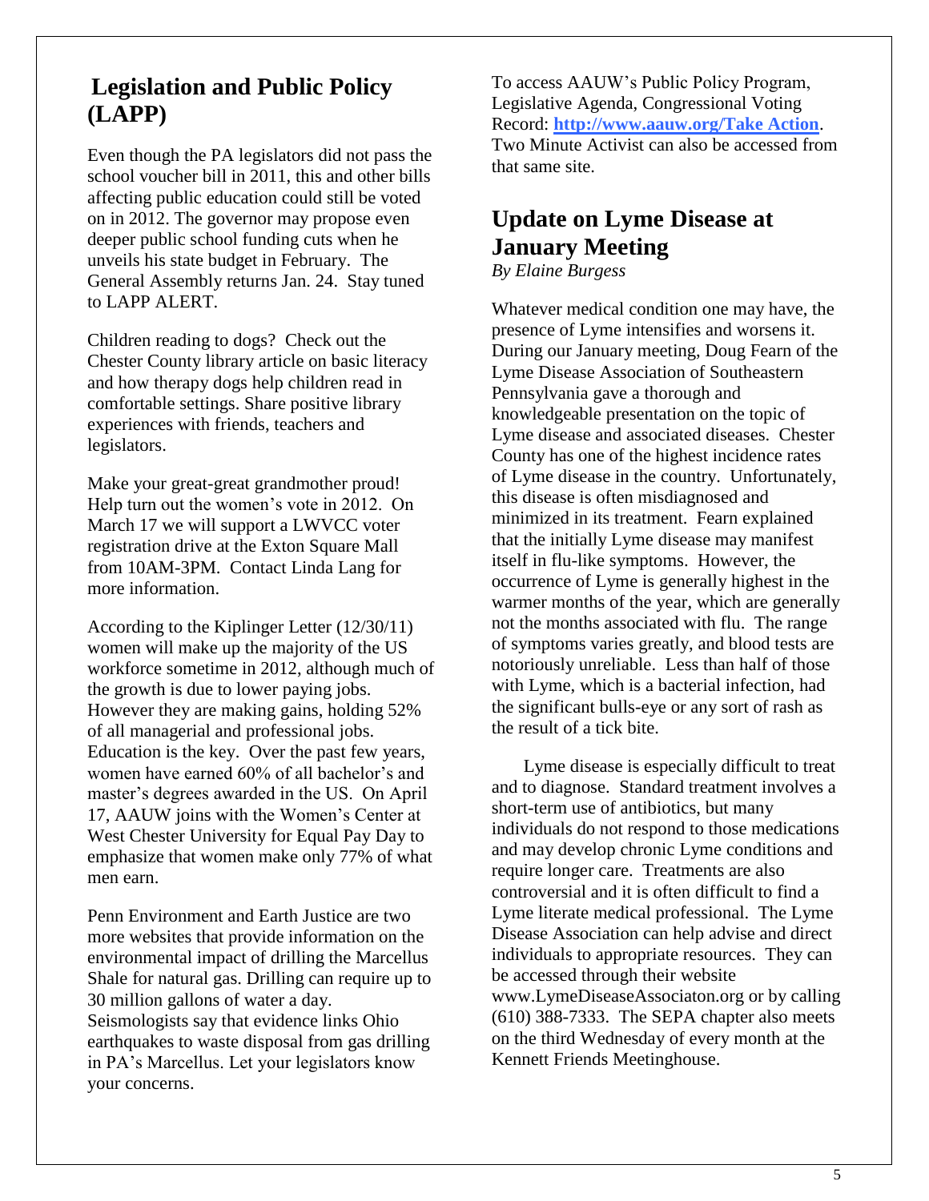## Legislation and Public Policy (LAPP)

Even though the PA legislators did not pass the school voucher bill in 2011, this and other bills affecting public education could still be voted on in 2012. The governor may propose even deeper public school funding cuts when he unveils his state budget in February. The General Assembly returns Jan. 24. Stay tuned to LAPP ALERT.

Children reading to dogs? Check out the Chester County library article on basic literacy and how therapy dogs help children read in comfortable settings. Share positive library experiences with friends, teachers and legislators.

Make your great-great grandmother proud! Help turn out the women's vote in 2012. On March 17 we will support a LWVCC voter registration drive at the Exton Square Mall from 10AM-3PM. Contact Linda Lang for more information.

According to the Kiplinger Letter (12/30/11) women will make up the majority of the US workforce sometime in 2012, although much of the growth is due to lower paying jobs. However they are making gains, holding 52% of all managerial and professional jobs. Education is the key. Over the past few years, women have earned 60% of all bachelor's and master's degrees awarded in the US. On April 17, AAUW joins with the Women's Center at West Chester University for Equal Pay Day to emphasize that women make only 77% of what men earn.

Penn Environment and Earth Justice are two more websites that provide information on the environmental impact of drilling the Marcellus Shale for natural gas. Drilling can require up to 30 million gallons of water a day. Seismologists say that evidence links Ohio earthquakes to waste disposal from gas drilling in PA's Marcellus. Let your legislators know your concerns.

To access AAUW's Public Policy Program, Legislative Agenda, Congressional Voting Record: **[http://www.aauw.org/Take Action](http://www.aauw.org/Take Action)**. Two Minute Activist can also be accessed from that same site.

## Update on Lyme Disease at January Meeting

*By Elaine Burgess*

Whatever medical condition one may have, the presence of Lyme intensifies and worsens it. During our January meeting, Doug Fearn of the Lyme Disease Association of Southeastern Pennsylvania gave a thorough and knowledgeable presentation on the topic of Lyme disease and associated diseases. Chester County has one of the highest incidence rates of Lyme disease in the country. Unfortunately, this disease is often misdiagnosed and minimized in its treatment. Fearn explained that the initially Lyme disease may manifest itself in flu-like symptoms. However, the occurrence of Lyme is generally highest in the warmer months of the year, which are generally not the months associated with flu. The range of symptoms varies greatly, and blood tests are notoriously unreliable. Less than half of those with Lyme, which is a bacterial infection, had the significant bulls-eye or any sort of rash as the result of a tick bite.

Lyme disease is especially difficult to treat and to diagnose. Standard treatment involves a short-term use of antibiotics, but many individuals do not respond to those medications and may develop chronic Lyme conditions and require longer care. Treatments are also controversial and it is often difficult to find a Lyme literate medical professional. The Lyme Disease Association can help advise and direct individuals to appropriate resources. They can be accessed through their website www.LymeDiseaseAssociaton.org or by calling (610) 388-7333. The SEPA chapter also meets on the third Wednesday of every month at the Kennett Friends Meetinghouse.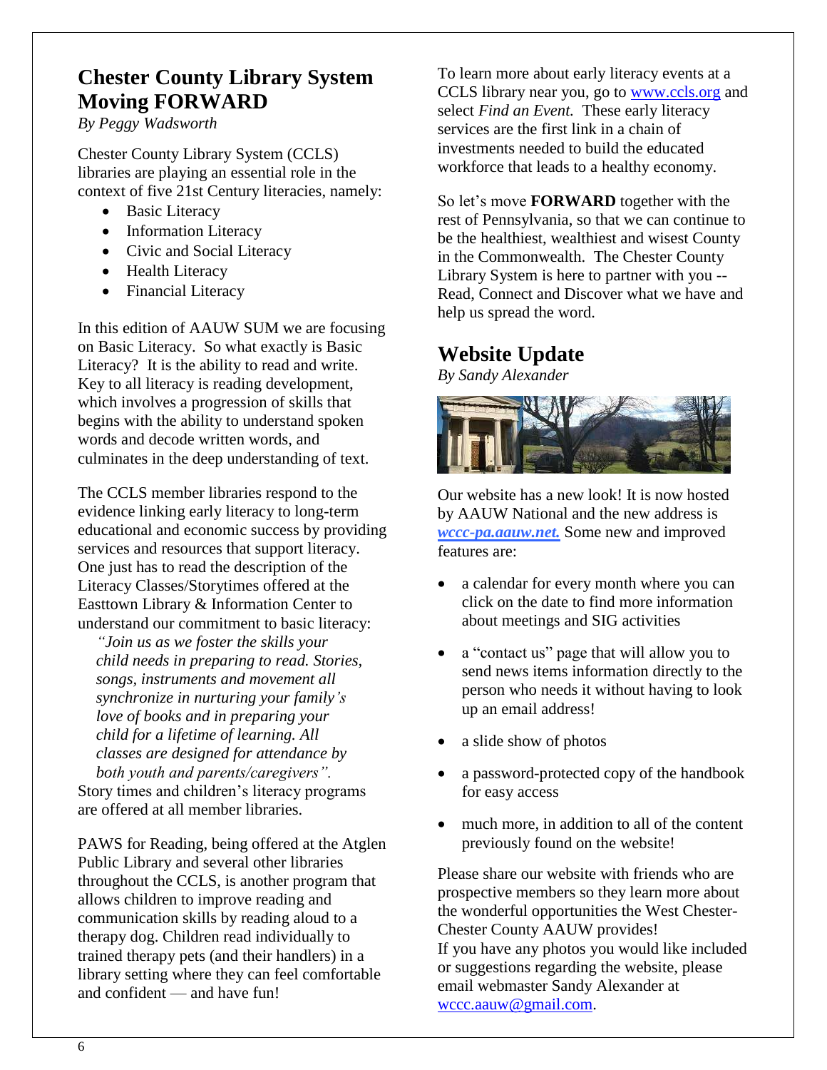## Chester County Library System Moving FORWARD

*By Peggy Wadsworth*

Chester County Library System (CCLS) libraries are playing an essential role in the context of five 21st Century literacies, namely:

- Basic Literacy
- Information Literacy
- Civic and Social Literacy
- Health Literacy
- Financial Literacy

In this edition of AAUW SUM we are focusing on Basic Literacy. So what exactly is Basic Literacy? It is the ability to read and write. Key to all literacy is reading development, which involves a progression of skills that begins with the ability to understand spoken words and decode written words, and culminates in the deep understanding of text.

The CCLS member libraries respond to the evidence linking early literacy to long-term educational and economic success by providing services and resources that support literacy. One just has to read the description of the Literacy Classes/Storytimes offered at the Easttown Library & Information Center to understand our commitment to basic literacy:

> *"Join us as we foster the skills your child needs in preparing to read. Stories, songs, instruments and movement all synchronize in nurturing your family's love of books and in preparing your child for a lifetime of learning. All classes are designed for attendance by both youth and parents/caregivers".*

Story times and children's literacy programs are offered at all member libraries.

PAWS for Reading, being offered at the Atglen Public Library and several other libraries throughout the CCLS, is another program that allows children to improve reading and communication skills by reading aloud to a therapy dog. Children read individually to trained therapy pets (and their handlers) in a library setting where they can feel comfortable and confident — and have fun!

To learn more about early literacy events at a CCLS library near you, go to www.ccls.org and select *Find an Event.* These early literacy services are the first link in a chain of investments needed to build the educated workforce that leads to a healthy economy.

So let's move **FORWARD** together with the rest of Pennsylvania, so that we can continue to be the healthiest, wealthiest and wisest County in the Commonwealth. The Chester County Library System is here to partner with you -- Read, Connect and Discover what we have and help us spread the word.

## Website Update

*By Sandy Alexander*

Our website has a new look! It is now hosted by AAUW National and the new address is ***wccc-pa.aauw.net.*** Some new and improved features are:

- a calendar for every month where you can click on the date to find more information about meetings and SIG activities
- a "contact us" page that will allow you to send news items information directly to the person who needs it without having to look up an email address!
- a slide show of photos
- a password-protected copy of the handbook for easy access
- much more, in addition to all of the content previously found on the website!

Please share our website with friends who are prospective members so they learn more about the wonderful opportunities the West Chester-Chester County AAUW provides!
If you have any photos you would like included or suggestions regarding the website, please email webmaster Sandy Alexander at wccc.aauw@gmail.com.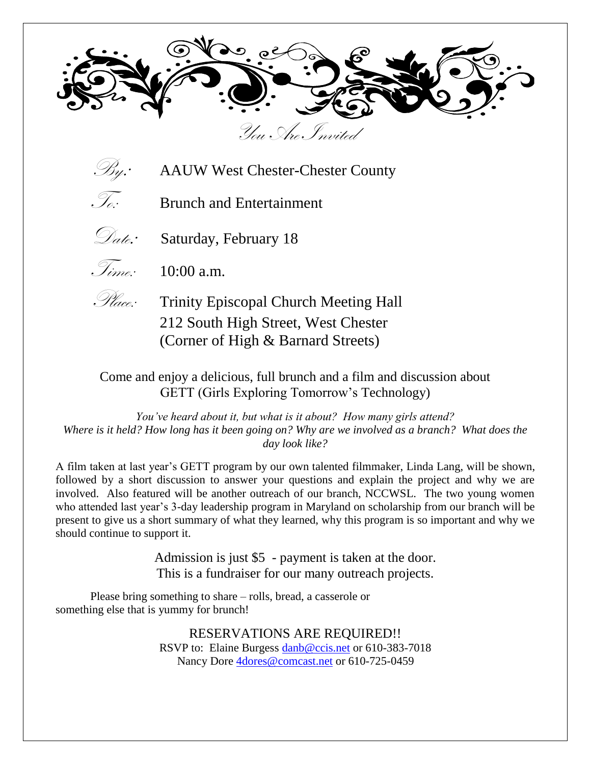*You Are Invited*

*By:* AAUW West Chester-Chester County

*To:* Brunch and Entertainment

*Date:* Saturday, February 18

*Time:* 10:00 a.m.

*Place:* Trinity Episcopal Church Meeting Hall
212 South High Street, West Chester
(Corner of High & Barnard Streets)

Come and enjoy a delicious, full brunch and a film and discussion about GETT (Girls Exploring Tomorrow's Technology)

*You've heard about it, but what is it about? How many girls attend? Where is it held? How long has it been going on? Why are we involved as a branch? What does the day look like?*

A film taken at last year's GETT program by our own talented filmmaker, Linda Lang, will be shown, followed by a short discussion to answer your questions and explain the project and why we are involved. Also featured will be another outreach of our branch, NCCWSL. The two young women who attended last year's 3-day leadership program in Maryland on scholarship from our branch will be present to give us a short summary of what they learned, why this program is so important and why we should continue to support it.

Admission is just $5 - payment is taken at the door.
This is a fundraiser for our many outreach projects.

Please bring something to share – rolls, bread, a casserole or something else that is yummy for brunch!

RESERVATIONS ARE REQUIRED!!
RSVP to: Elaine Burgess danb@ccis.net or 610-383-7018
Nancy Dore 4dores@comcast.net or 610-725-0459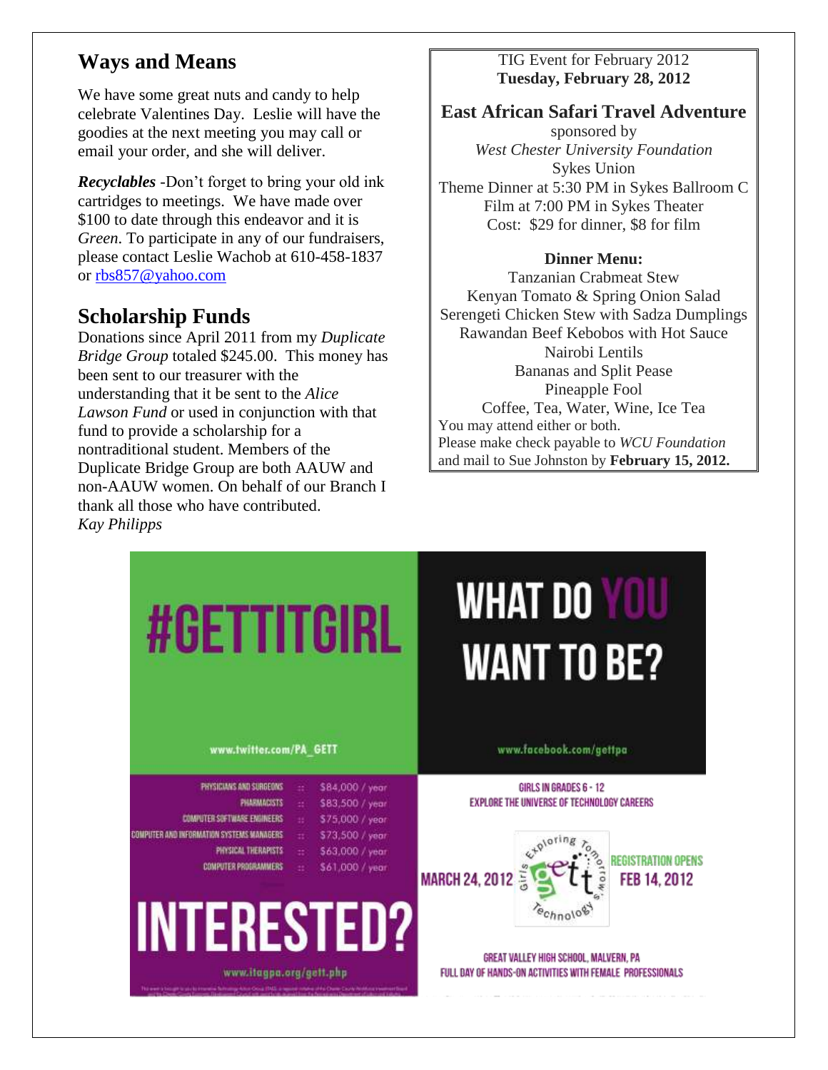## Ways and Means

We have some great nuts and candy to help celebrate Valentines Day. Leslie will have the goodies at the next meeting you may call or email your order, and she will deliver.

***Recyclables*** -Don't forget to bring your old ink cartridges to meetings. We have made over $100 to date through this endeavor and it is *Green*. To participate in any of our fundraisers, please contact Leslie Wachob at 610-458-1837 or rbs857@yahoo.com

## Scholarship Funds

Donations since April 2011 from my *Duplicate Bridge Group* totaled $245.00. This money has been sent to our treasurer with the understanding that it be sent to the *Alice Lawson Fund* or used in conjunction with that fund to provide a scholarship for a nontraditional student. Members of the Duplicate Bridge Group are both AAUW and non-AAUW women. On behalf of our Branch I thank all those who have contributed.
*Kay Philipps*

TIG Event for February 2012
**Tuesday, February 28, 2012**

### East African Safari Travel Adventure

sponsored by
*West Chester University Foundation*
Sykes Union
Theme Dinner at 5:30 PM in Sykes Ballroom C
Film at 7:00 PM in Sykes Theater
Cost: $29 for dinner, $8 for film

**Dinner Menu:**
Tanzanian Crabmeat Stew
Kenyan Tomato & Spring Onion Salad
Serengeti Chicken Stew with Sadza Dumplings
Rawandan Beef Kebobos with Hot Sauce
Nairobi Lentils
Bananas and Split Pease
Pineapple Fool
Coffee, Tea, Water, Wine, Ice Tea

You may attend either or both.
Please make check payable to *WCU Foundation* and mail to Sue Johnston by **February 15, 2012.**

#GETTITGIRL

WHAT DO YOU WANT TO BE?

www.twitter.com/PA_GETT

www.facebook.com/gettpa

| | |
|---|---|
| PHYSICIANS AND SURGEONS | $84,000 / year |
| PHARMACISTS | $83,500 / year |
| COMPUTER SOFTWARE ENGINEERS | $75,000 / year |
| COMPUTER AND INFORMATION SYSTEMS MANAGERS | $73,500 / year |
| PHYSICAL THERAPISTS | $63,000 / year |
| COMPUTER PROGRAMMERS | $61,000 / year |

INTERESTED?

www.itagpa.org/gett.php

GIRLS IN GRADES 6 - 12
EXPLORE THE UNIVERSE OF TECHNOLOGY CAREERS

MARCH 24, 2012

Girls Exploring Tomorrow's Technology

REGISTRATION OPENS FEB 14, 2012

GREAT VALLEY HIGH SCHOOL, MALVERN, PA
FULL DAY OF HANDS-ON ACTIVITIES WITH FEMALE PROFESSIONALS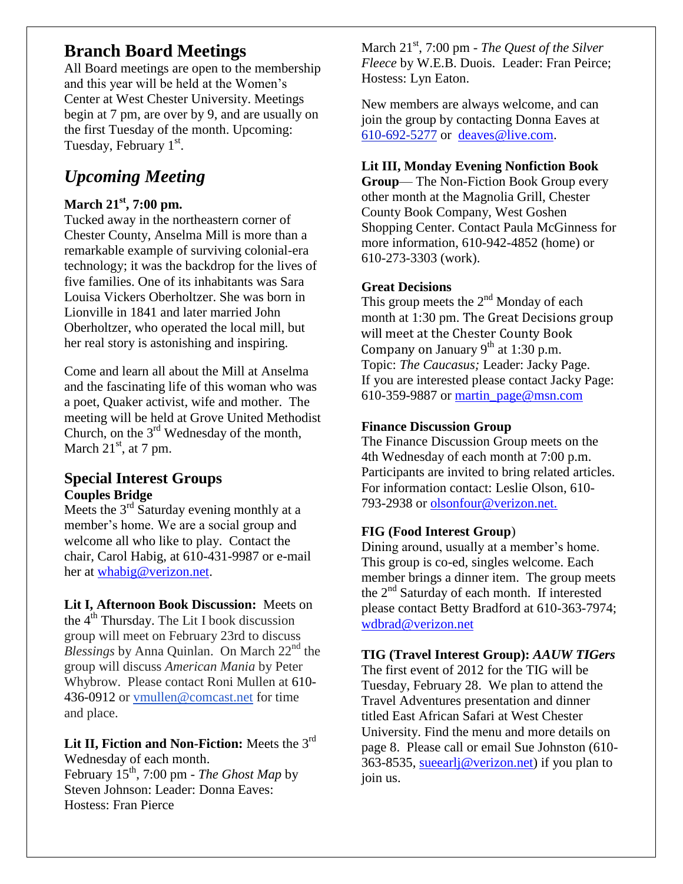## Branch Board Meetings

All Board meetings are open to the membership and this year will be held at the Women's Center at West Chester University. Meetings begin at 7 pm, are over by 9, and are usually on the first Tuesday of the month. Upcoming: Tuesday, February 1st.

## *Upcoming Meeting*

### March 21st, 7:00 pm.

Tucked away in the northeastern corner of Chester County, Anselma Mill is more than a remarkable example of surviving colonial-era technology; it was the backdrop for the lives of five families. One of its inhabitants was Sara Louisa Vickers Oberholtzer. She was born in Lionville in 1841 and later married John Oberholtzer, who operated the local mill, but her real story is astonishing and inspiring.

Come and learn all about the Mill at Anselma and the fascinating life of this woman who was a poet, Quaker activist, wife and mother. The meeting will be held at Grove United Methodist Church, on the 3rd Wednesday of the month, March 21st, at 7 pm.

## Special Interest Groups

**Couples Bridge**

Meets the 3rd Saturday evening monthly at a member's home. We are a social group and welcome all who like to play. Contact the chair, Carol Habig, at 610-431-9987 or e-mail her at whabig@verizon.net.

**Lit I, Afternoon Book Discussion:** Meets on the 4th Thursday. The Lit I book discussion group will meet on February 23rd to discuss *Blessings* by Anna Quinlan. On March 22nd the group will discuss *American Mania* by Peter Whybrow. Please contact Roni Mullen at 610-436-0912 or vmullen@comcast.net for time and place.

**Lit II, Fiction and Non-Fiction:** Meets the 3rd Wednesday of each month.
February 15th, 7:00 pm - *The Ghost Map* by Steven Johnson: Leader: Donna Eaves: Hostess: Fran Pierce

March 21st, 7:00 pm - *The Quest of the Silver Fleece* by W.E.B. Duois. Leader: Fran Peirce; Hostess: Lyn Eaton.

New members are always welcome, and can join the group by contacting Donna Eaves at 610-692-5277 or deaves@live.com.

**Lit III, Monday Evening Nonfiction Book Group**— The Non-Fiction Book Group every other month at the Magnolia Grill, Chester County Book Company, West Goshen Shopping Center. Contact Paula McGinness for more information, 610-942-4852 (home) or 610-273-3303 (work).

**Great Decisions**

This group meets the 2nd Monday of each month at 1:30 pm. The Great Decisions group will meet at the Chester County Book Company on January 9th at 1:30 p.m. Topic: *The Caucasus;* Leader: Jacky Page. If you are interested please contact Jacky Page: 610-359-9887 or martin_page@msn.com

**Finance Discussion Group**

The Finance Discussion Group meets on the 4th Wednesday of each month at 7:00 p.m. Participants are invited to bring related articles. For information contact: Leslie Olson, 610-793-2938 or olsonfour@verizon.net.

**FIG (Food Interest Group)**

Dining around, usually at a member's home. This group is co-ed, singles welcome. Each member brings a dinner item. The group meets the 2nd Saturday of each month. If interested please contact Betty Bradford at 610-363-7974; wdbrad@verizon.net

**TIG (Travel Interest Group):** ***AAUW TIGers***

The first event of 2012 for the TIG will be Tuesday, February 28. We plan to attend the Travel Adventures presentation and dinner titled East African Safari at West Chester University. Find the menu and more details on page 8. Please call or email Sue Johnston (610-363-8535, sueearlj@verizon.net) if you plan to join us.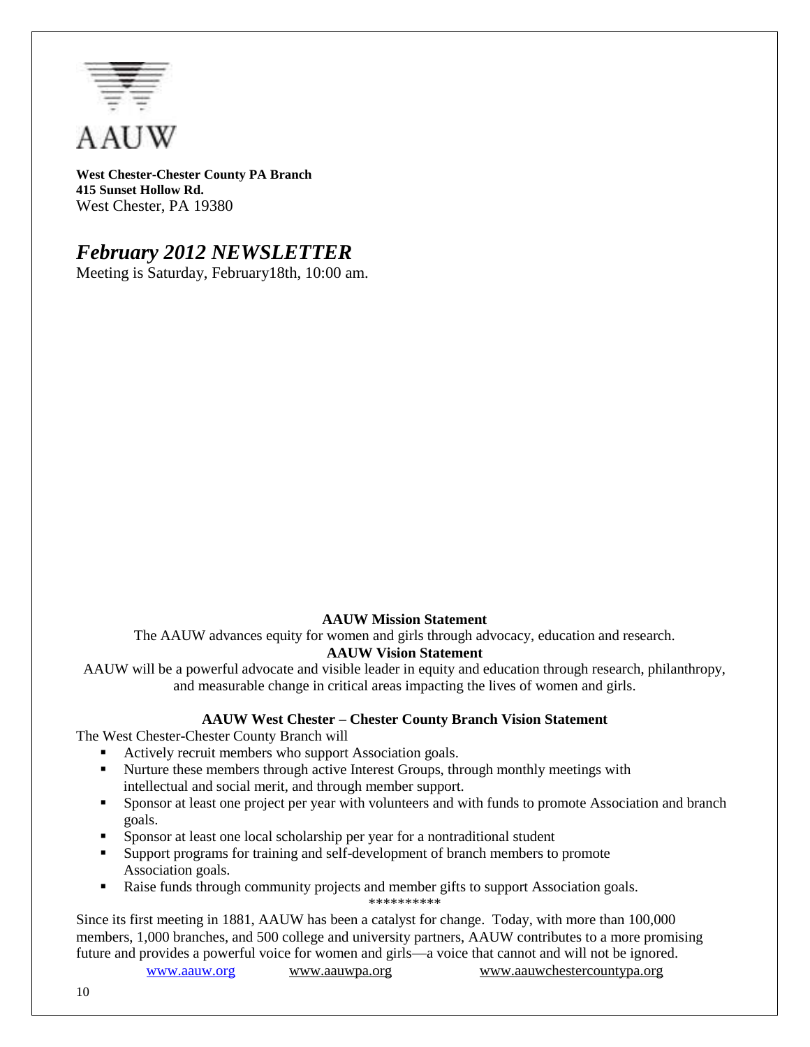AAUW

**West Chester-Chester County PA Branch**
**415 Sunset Hollow Rd.**
West Chester, PA 19380

# *February 2012 NEWSLETTER*

Meeting is Saturday, February18th, 10:00 am.

**AAUW Mission Statement**

The AAUW advances equity for women and girls through advocacy, education and research.

**AAUW Vision Statement**

AAUW will be a powerful advocate and visible leader in equity and education through research, philanthropy, and measurable change in critical areas impacting the lives of women and girls.

**AAUW West Chester – Chester County Branch Vision Statement**

The West Chester-Chester County Branch will

- Actively recruit members who support Association goals.
- Nurture these members through active Interest Groups, through monthly meetings with intellectual and social merit, and through member support.
- Sponsor at least one project per year with volunteers and with funds to promote Association and branch goals.
- Sponsor at least one local scholarship per year for a nontraditional student
- Support programs for training and self-development of branch members to promote Association goals.
- Raise funds through community projects and member gifts to support Association goals.

**********

Since its first meeting in 1881, AAUW has been a catalyst for change. Today, with more than 100,000 members, 1,000 branches, and 500 college and university partners, AAUW contributes to a more promising future and provides a powerful voice for women and girls—a voice that cannot and will not be ignored.

www.aauw.org www.aauwpa.org www.aauwchestercountypa.org